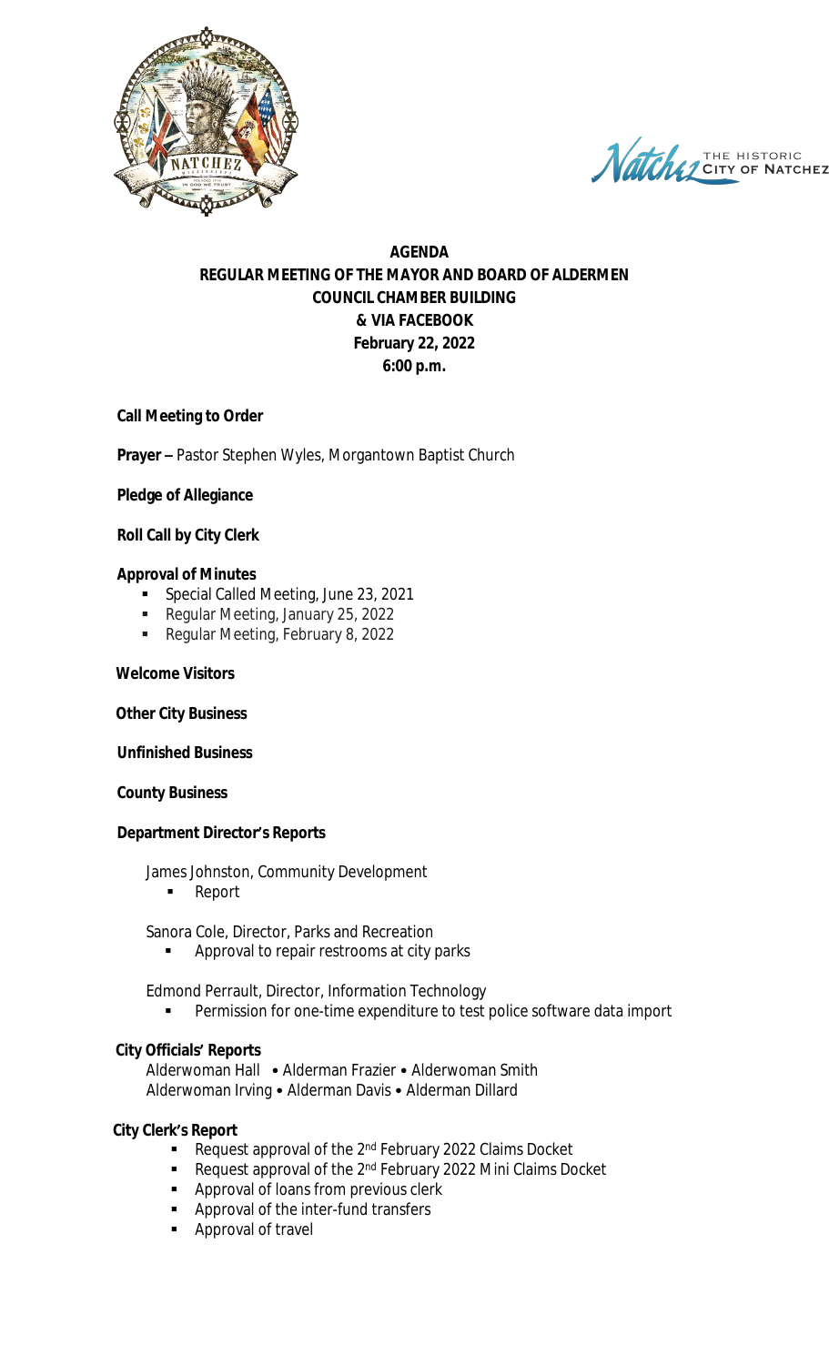# AGENDA
## REGULAR MEETING OF THE MAYOR AND BOARD OF ALDERMEN
## COUNCIL CHAMBER BUILDING
## & VIA FACEBOOK
## February 22, 2022
## 6:00 p.m.

**Call Meeting to Order**

**Prayer –** Pastor Stephen Wyles, Morgantown Baptist Church

**Pledge of Allegiance**

**Roll Call by City Clerk**

**Approval of Minutes**

- Special Called Meeting, June 23, 2021
- Regular Meeting, January 25, 2022
- Regular Meeting, February 8, 2022

**Welcome Visitors**

**Other City Business**

**Unfinished Business**

**County Business**

**Department Director's Reports**

James Johnston, Community Development

- Report

Sanora Cole, Director, Parks and Recreation

- Approval to repair restrooms at city parks

Edmond Perrault, Director, Information Technology

- Permission for one-time expenditure to test police software data import

**City Officials' Reports**

Alderwoman Hall • Alderman Frazier • Alderwoman Smith
Alderwoman Irving • Alderman Davis • Alderman Dillard

**City Clerk's Report**

- Request approval of the 2nd February 2022 Claims Docket
- Request approval of the 2nd February 2022 Mini Claims Docket
- Approval of loans from previous clerk
- Approval of the inter-fund transfers
- Approval of travel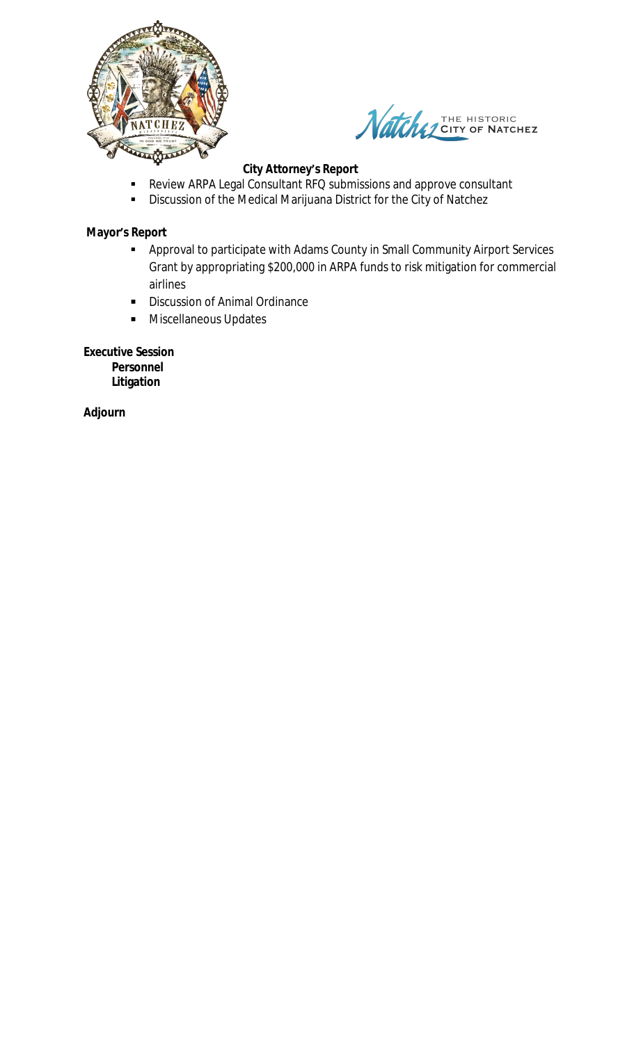**City Attorney's Report**

- Review ARPA Legal Consultant RFQ submissions and approve consultant
- Discussion of the Medical Marijuana District for the City of Natchez

**Mayor's Report**

- Approval to participate with Adams County in Small Community Airport Services Grant by appropriating $200,000 in ARPA funds to risk mitigation for commercial airlines
- Discussion of Animal Ordinance
- Miscellaneous Updates

**Executive Session**

**Personnel**

**Litigation**

**Adjourn**